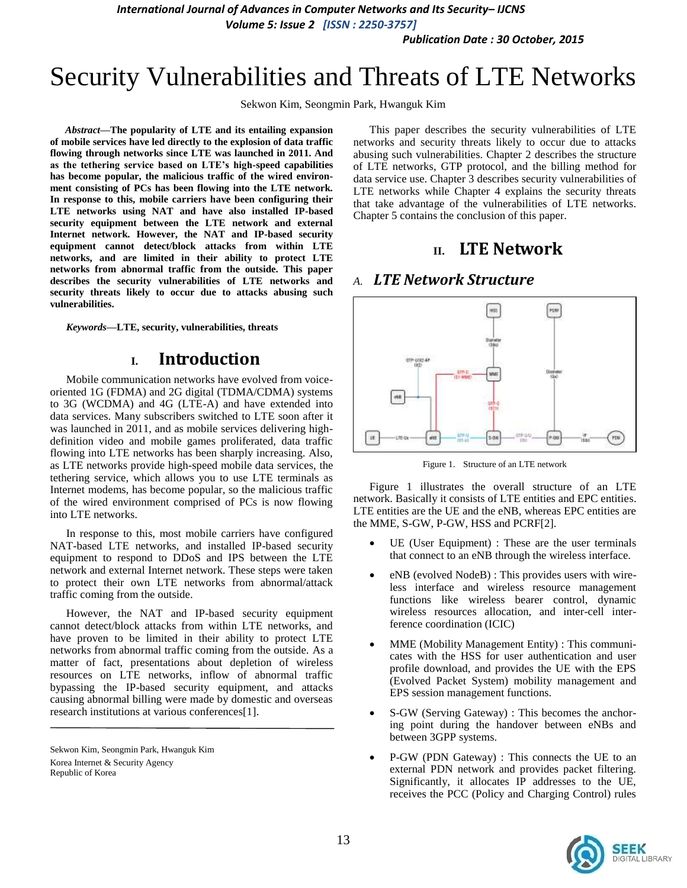# Security Vulnerabilities and Threats of LTE Networks

Sekwon Kim, Seongmin Park, Hwanguk Kim

***Abstract*—The popularity of LTE and its entailing expansion of mobile services have led directly to the explosion of data traffic flowing through networks since LTE was launched in 2011. And as the tethering service based on LTE's high-speed capabilities has become popular, the malicious traffic of the wired environment consisting of PCs has been flowing into the LTE network. In response to this, mobile carriers have been configuring their LTE networks using NAT and have also installed IP-based security equipment between the LTE network and external Internet network. However, the NAT and IP-based security equipment cannot detect/block attacks from within LTE networks, and are limited in their ability to protect LTE networks from abnormal traffic from the outside. This paper describes the security vulnerabilities of LTE networks and security threats likely to occur due to attacks abusing such vulnerabilities.**

***Keywords*—LTE, security, vulnerabilities, threats**

## I. Introduction

Mobile communication networks have evolved from voice-oriented 1G (FDMA) and 2G digital (TDMA/CDMA) systems to 3G (WCDMA) and 4G (LTE-A) and have extended into data services. Many subscribers switched to LTE soon after it was launched in 2011, and as mobile services delivering high-definition video and mobile games proliferated, data traffic flowing into LTE networks has been sharply increasing. Also, as LTE networks provide high-speed mobile data services, the tethering service, which allows you to use LTE terminals as Internet modems, has become popular, so the malicious traffic of the wired environment comprised of PCs is now flowing into LTE networks.

In response to this, most mobile carriers have configured NAT-based LTE networks, and installed IP-based security equipment to respond to DDoS and IPS between the LTE network and external Internet network. These steps were taken to protect their own LTE networks from abnormal/attack traffic coming from the outside.

However, the NAT and IP-based security equipment cannot detect/block attacks from within LTE networks, and have proven to be limited in their ability to protect LTE networks from abnormal traffic coming from the outside. As a matter of fact, presentations about depletion of wireless resources on LTE networks, inflow of abnormal traffic bypassing the IP-based security equipment, and attacks causing abnormal billing were made by domestic and overseas research institutions at various conferences[1].

Sekwon Kim, Seongmin Park, Hwanguk Kim
Korea Internet & Security Agency
Republic of Korea

This paper describes the security vulnerabilities of LTE networks and security threats likely to occur due to attacks abusing such vulnerabilities. Chapter 2 describes the structure of LTE networks, GTP protocol, and the billing method for data service use. Chapter 3 describes security vulnerabilities of LTE networks while Chapter 4 explains the security threats that take advantage of the vulnerabilities of LTE networks. Chapter 5 contains the conclusion of this paper.

## II. LTE Network

### A. LTE Network Structure

Figure 1. Structure of an LTE network

Figure 1 illustrates the overall structure of an LTE network. Basically it consists of LTE entities and EPC entities. LTE entities are the UE and the eNB, whereas EPC entities are the MME, S-GW, P-GW, HSS and PCRF[2].

- UE (User Equipment) : These are the user terminals that connect to an eNB through the wireless interface.
- eNB (evolved NodeB) : This provides users with wireless interface and wireless resource management functions like wireless bearer control, dynamic wireless resources allocation, and inter-cell interference coordination (ICIC)
- MME (Mobility Management Entity) : This communicates with the HSS for user authentication and user profile download, and provides the UE with the EPS (Evolved Packet System) mobility management and EPS session management functions.
- S-GW (Serving Gateway) : This becomes the anchoring point during the handover between eNBs and between 3GPP systems.
- P-GW (PDN Gateway) : This connects the UE to an external PDN network and provides packet filtering. Significantly, it allocates IP addresses to the UE, receives the PCC (Policy and Charging Control) rules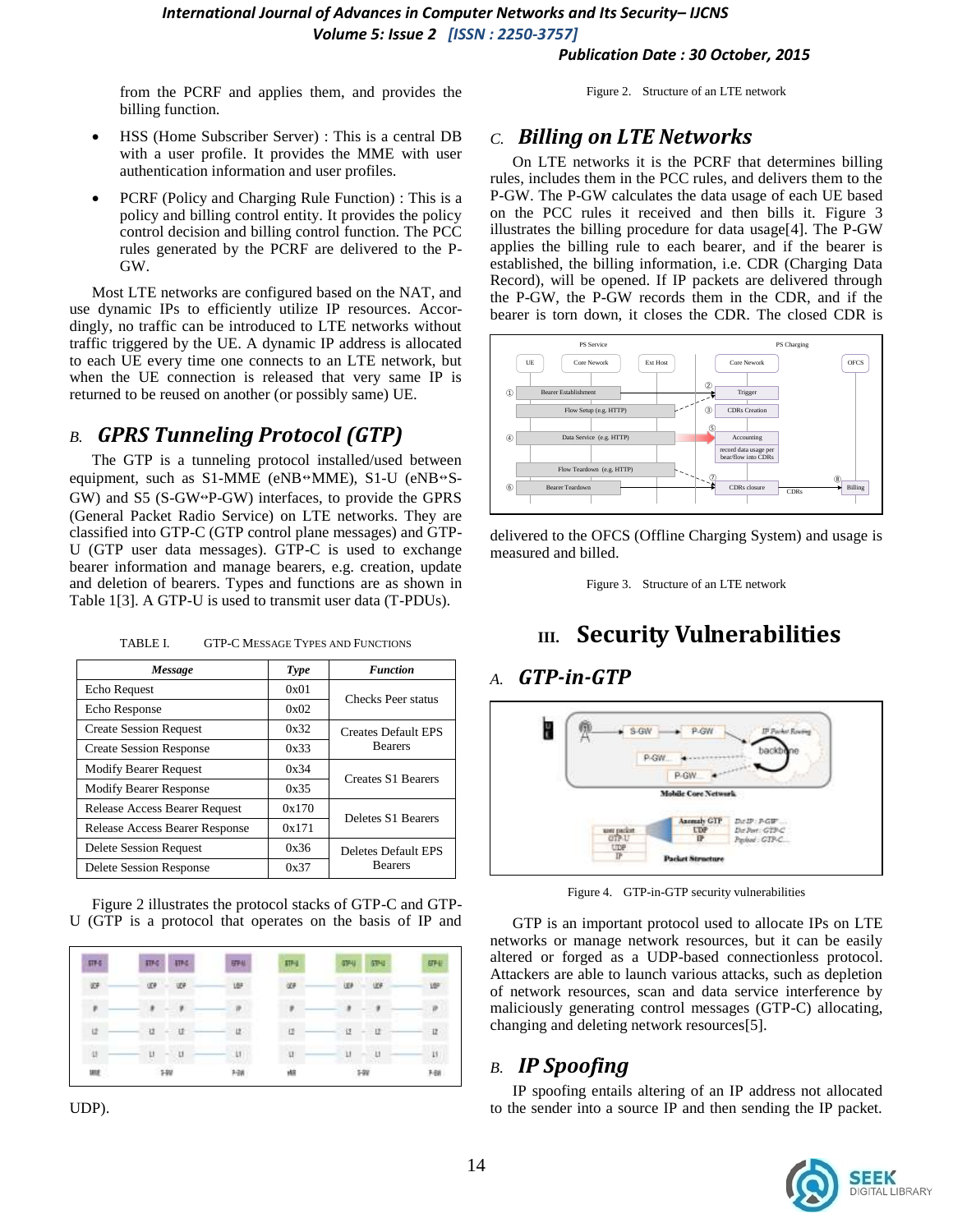from the PCRF and applies them, and provides the billing function.

- HSS (Home Subscriber Server) : This is a central DB with a user profile. It provides the MME with user authentication information and user profiles.
- PCRF (Policy and Charging Rule Function) : This is a policy and billing control entity. It provides the policy control decision and billing control function. The PCC rules generated by the PCRF are delivered to the P-GW.

Most LTE networks are configured based on the NAT, and use dynamic IPs to efficiently utilize IP resources. Accordingly, no traffic can be introduced to LTE networks without traffic triggered by the UE. A dynamic IP address is allocated to each UE every time one connects to an LTE network, but when the UE connection is released that very same IP is returned to be reused on another (or possibly same) UE.

## B. GPRS Tunneling Protocol (GTP)

The GTP is a tunneling protocol installed/used between equipment, such as S1-MME (eNB↔MME), S1-U (eNB↔S-GW) and S5 (S-GW↔P-GW) interfaces, to provide the GPRS (General Packet Radio Service) on LTE networks. They are classified into GTP-C (GTP control plane messages) and GTP-U (GTP user data messages). GTP-C is used to exchange bearer information and manage bearers, e.g. creation, update and deletion of bearers. Types and functions are as shown in Table 1[3]. A GTP-U is used to transmit user data (T-PDUs).

TABLE I. GTP-C MESSAGE TYPES AND FUNCTIONS

| Message | Type | Function |
|---|---|---|
| Echo Request | 0x01 | Checks Peer status |
| Echo Response | 0x02 | |
| Create Session Request | 0x32 | Creates Default EPS Bearers |
| Create Session Response | 0x33 | |
| Modify Bearer Request | 0x34 | Creates S1 Bearers |
| Modify Bearer Response | 0x35 | |
| Release Access Bearer Request | 0x170 | Deletes S1 Bearers |
| Release Access Bearer Response | 0x171 | |
| Delete Session Request | 0x36 | Deletes Default EPS Bearers |
| Delete Session Response | 0x37 | |

Figure 2 illustrates the protocol stacks of GTP-C and GTP-U (GTP is a protocol that operates on the basis of IP and UDP).

Figure 2. Structure of an LTE network

## C. Billing on LTE Networks

On LTE networks it is the PCRF that determines billing rules, includes them in the PCC rules, and delivers them to the P-GW. The P-GW calculates the data usage of each UE based on the PCC rules it received and then bills it. Figure 3 illustrates the billing procedure for data usage[4]. The P-GW applies the billing rule to each bearer, and if the bearer is established, the billing information, i.e. CDR (Charging Data Record), will be opened. If IP packets are delivered through the P-GW, the P-GW records them in the CDR, and if the bearer is torn down, it closes the CDR. The closed CDR is delivered to the OFCS (Offline Charging System) and usage is measured and billed.

Figure 3. Structure of an LTE network

# III. Security Vulnerabilities

## A. GTP-in-GTP

Figure 4. GTP-in-GTP security vulnerabilities

GTP is an important protocol used to allocate IPs on LTE networks or manage network resources, but it can be easily altered or forged as a UDP-based connectionless protocol. Attackers are able to launch various attacks, such as depletion of network resources, scan and data service interference by maliciously generating control messages (GTP-C) allocating, changing and deleting network resources[5].

## B. IP Spoofing

IP spoofing entails altering of an IP address not allocated to the sender into a source IP and then sending the IP packet.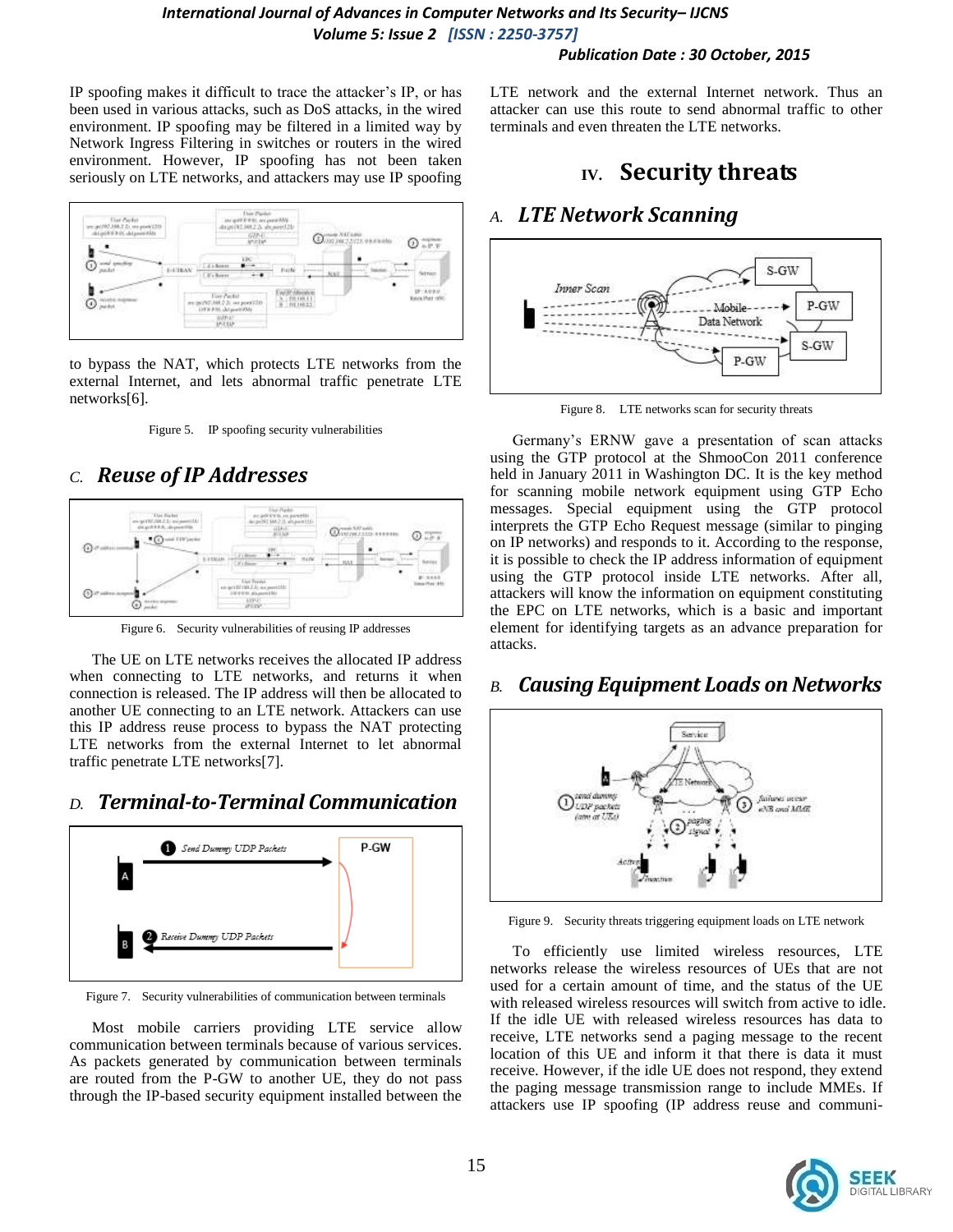IP spoofing makes it difficult to trace the attacker's IP, or has been used in various attacks, such as DoS attacks, in the wired environment. IP spoofing may be filtered in a limited way by Network Ingress Filtering in switches or routers in the wired environment. However, IP spoofing has not been taken seriously on LTE networks, and attackers may use IP spoofing to bypass the NAT, which protects LTE networks from the external Internet, and lets abnormal traffic penetrate LTE networks[6].

Figure 5. IP spoofing security vulnerabilities

### C. *Reuse of IP Addresses*

Figure 6. Security vulnerabilities of reusing IP addresses

The UE on LTE networks receives the allocated IP address when connecting to LTE networks, and returns it when connection is released. The IP address will then be allocated to another UE connecting to an LTE network. Attackers can use this IP address reuse process to bypass the NAT protecting LTE networks from the external Internet to let abnormal traffic penetrate LTE networks[7].

### D. *Terminal-to-Terminal Communication*

Figure 7. Security vulnerabilities of communication between terminals

Most mobile carriers providing LTE service allow communication between terminals because of various services. As packets generated by communication between terminals are routed from the P-GW to another UE, they do not pass through the IP-based security equipment installed between the LTE network and the external Internet network. Thus an attacker can use this route to send abnormal traffic to other terminals and even threaten the LTE networks.

## IV. Security threats

### A. *LTE Network Scanning*

Figure 8. LTE networks scan for security threats

Germany's ERNW gave a presentation of scan attacks using the GTP protocol at the ShmooCon 2011 conference held in January 2011 in Washington DC. It is the key method for scanning mobile network equipment using GTP Echo messages. Special equipment using the GTP protocol interprets the GTP Echo Request message (similar to pinging on IP networks) and responds to it. According to the response, it is possible to check the IP address information of equipment using the GTP protocol inside LTE networks. After all, attackers will know the information on equipment constituting the EPC on LTE networks, which is a basic and important element for identifying targets as an advance preparation for attacks.

### B. *Causing Equipment Loads on Networks*

Figure 9. Security threats triggering equipment loads on LTE network

To efficiently use limited wireless resources, LTE networks release the wireless resources of UEs that are not used for a certain amount of time, and the status of the UE with released wireless resources will switch from active to idle. If the idle UE with released wireless resources has data to receive, LTE networks send a paging message to the recent location of this UE and inform it that there is data it must receive. However, if the idle UE does not respond, they extend the paging message transmission range to include MMEs. If attackers use IP spoofing (IP address reuse and communi-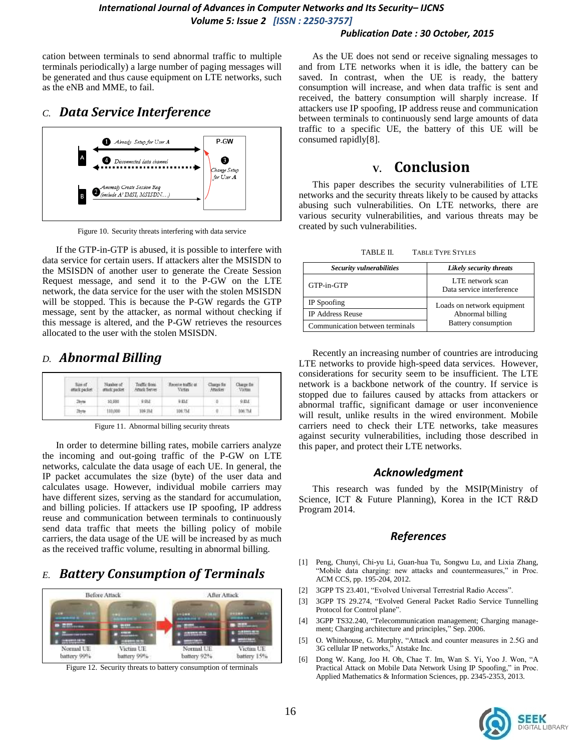cation between terminals to send abnormal traffic to multiple terminals periodically) a large number of paging messages will be generated and thus cause equipment on LTE networks, such as the eNB and MME, to fail.

## C. *Data Service Interference*

Figure 10. Security threats interfering with data service

If the GTP-in-GTP is abused, it is possible to interfere with data service for certain users. If attackers alter the MSISDN to the MSISDN of another user to generate the Create Session Request message, and send it to the P-GW on the LTE network, the data service for the user with the stolen MSISDN will be stopped. This is because the P-GW regards the GTP message, sent by the attacker, as normal without checking if this message is altered, and the P-GW retrieves the resources allocated to the user with the stolen MSISDN.

## D. *Abnormal Billing*

Figure 11. Abnormal billing security threats

In order to determine billing rates, mobile carriers analyze the incoming and out-going traffic of the P-GW on LTE networks, calculate the data usage of each UE. In general, the IP packet accumulates the size (byte) of the user data and calculates usage. However, individual mobile carriers may have different sizes, serving as the standard for accumulation, and billing policies. If attackers use IP spoofing, IP address reuse and communication between terminals to continuously send data traffic that meets the billing policy of mobile carriers, the data usage of the UE will be increased by as much as the received traffic volume, resulting in abnormal billing.

## E. *Battery Consumption of Terminals*

Figure 12. Security threats to battery consumption of terminals

As the UE does not send or receive signaling messages to and from LTE networks when it is idle, the battery can be saved. In contrast, when the UE is ready, the battery consumption will increase, and when data traffic is sent and received, the battery consumption will sharply increase. If attackers use IP spoofing, IP address reuse and communication between terminals to continuously send large amounts of data traffic to a specific UE, the battery of this UE will be consumed rapidly[8].

# V. Conclusion

This paper describes the security vulnerabilities of LTE networks and the security threats likely to be caused by attacks abusing such vulnerabilities. On LTE networks, there are various security vulnerabilities, and various threats may be created by such vulnerabilities.

TABLE II. TABLE TYPE STYLES

| *Security vulnerabilities* | *Likely security threats* |
|---|---|
| GTP-in-GTP | LTE network scan<br>Data service interference |
| IP Spoofing | Loads on network equipment<br>Abnormal billing<br>Battery consumption |
| IP Address Reuse | |
| Communication between terminals | |

Recently an increasing number of countries are introducing LTE networks to provide high-speed data services. However, considerations for security seem to be insufficient. The LTE network is a backbone network of the country. If service is stopped due to failures caused by attacks from attackers or abnormal traffic, significant damage or user inconvenience will result, unlike results in the wired environment. Mobile carriers need to check their LTE networks, take measures against security vulnerabilities, including those described in this paper, and protect their LTE networks.

## *Acknowledgment*

This research was funded by the MSIP(Ministry of Science, ICT & Future Planning), Korea in the ICT R&D Program 2014.

## *References*

[1] Peng, Chunyi, Chi-yu Li, Guan-hua Tu, Songwu Lu, and Lixia Zhang, "Mobile data charging: new attacks and countermeasures," in Proc. ACM CCS, pp. 195-204, 2012.

[2] 3GPP TS 23.401, "Evolved Universal Terrestrial Radio Access".

[3] 3GPP TS 29.274, "Evolved General Packet Radio Service Tunnelling Protocol for Control plane".

[4] 3GPP TS32.240, "Telecommunication management; Charging management; Charging architecture and principles," Sep. 2006.

[5] O. Whitehouse, G. Murphy, "Attack and counter measures in 2.5G and 3G cellular IP networks," Atstake Inc.

[6] Dong W. Kang, Joo H. Oh, Chae T. Im, Wan S. Yi, Yoo J. Won, "A Practical Attack on Mobile Data Network Using IP Spoofing," in Proc. Applied Mathematics & Information Sciences, pp. 2345-2353, 2013.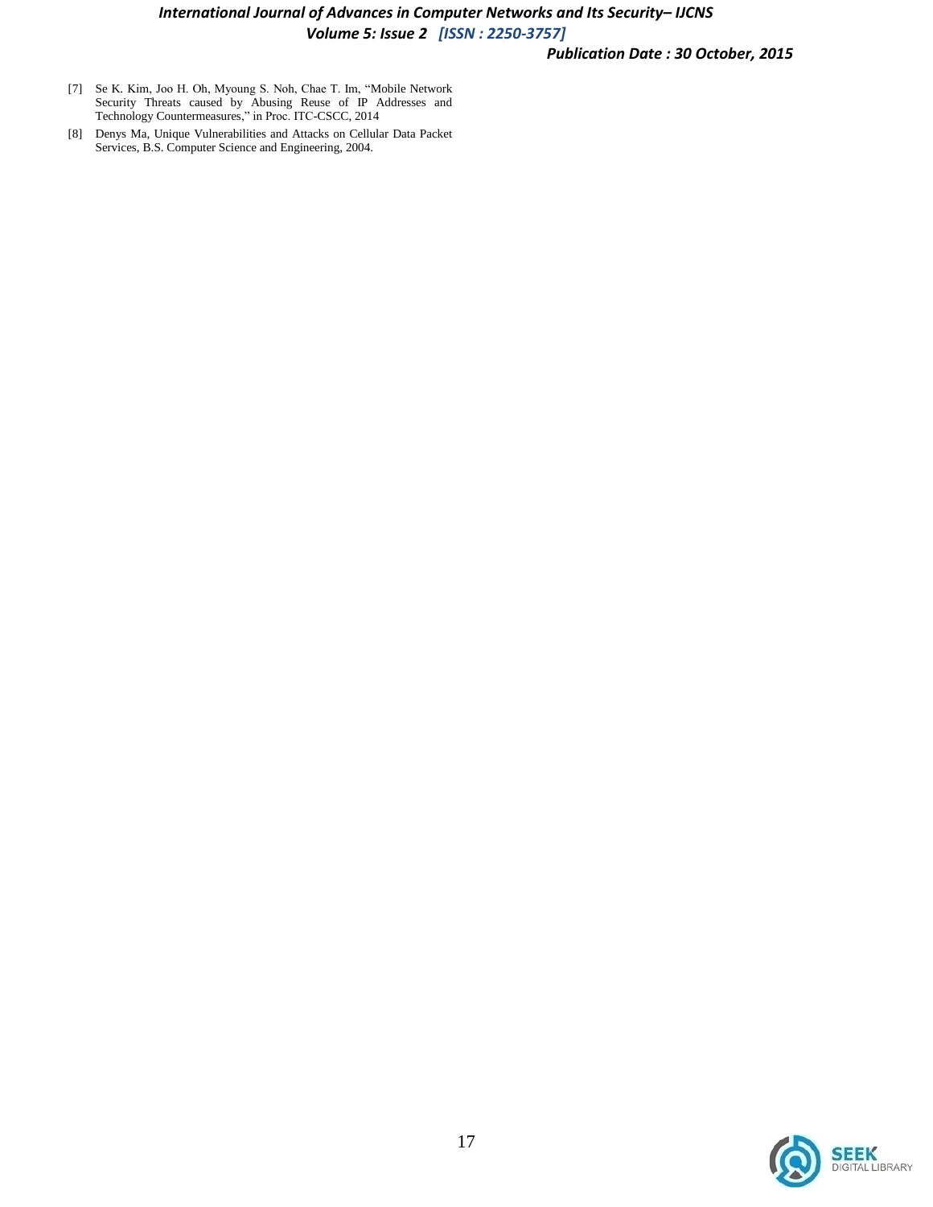[7] Se K. Kim, Joo H. Oh, Myoung S. Noh, Chae T. Im, "Mobile Network Security Threats caused by Abusing Reuse of IP Addresses and Technology Countermeasures," in Proc. ITC-CSCC, 2014

[8] Denys Ma, Unique Vulnerabilities and Attacks on Cellular Data Packet Services, B.S. Computer Science and Engineering, 2004.